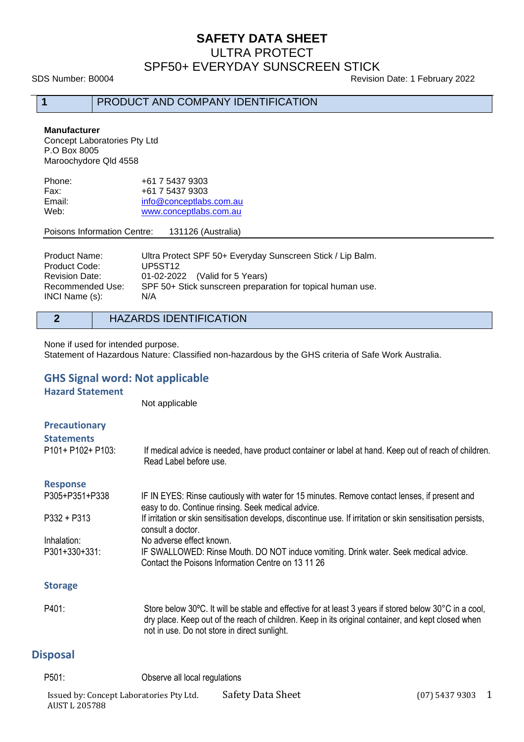# SAFETY DATA SHEET
## ULTRA PROTECT
## SPF50+ EVERYDAY SUNSCREEN STICK

SDS Number: B0004 Revision Date: 1 February 2022

## 1 PRODUCT AND COMPANY IDENTIFICATION

**Manufacturer**
Concept Laboratories Pty Ltd
P.O Box 8005
Maroochydore Qld 4558

| | |
|---|---|
| Phone: | +61 7 5437 9303 |
| Fax: | +61 7 5437 9303 |
| Email: | info@conceptlabs.com.au |
| Web: | www.conceptlabs.com.au |

Poisons Information Centre: 131126 (Australia)

| | |
|---|---|
| Product Name: | Ultra Protect SPF 50+ Everyday Sunscreen Stick / Lip Balm. |
| Product Code: | UP5ST12 |
| Revision Date: | 01-02-2022 (Valid for 5 Years) |
| Recommended Use: | SPF 50+ Stick sunscreen preparation for topical human use. |
| INCI Name (s): | N/A |

## 2 HAZARDS IDENTIFICATION

None if used for intended purpose.
Statement of Hazardous Nature: Classified non-hazardous by the GHS criteria of Safe Work Australia.

### GHS Signal word: Not applicable

**Hazard Statement**

Not applicable

**Precautionary Statements**

| | |
|---|---|
| P101+ P102+ P103: | If medical advice is needed, have product container or label at hand. Keep out of reach of children. Read Label before use. |

**Response**

| | |
|---|---|
| P305+P351+P338 | IF IN EYES: Rinse cautiously with water for 15 minutes. Remove contact lenses, if present and easy to do. Continue rinsing. Seek medical advice. |
| P332 + P313 | If irritation or skin sensitisation develops, discontinue use. If irritation or skin sensitisation persists, consult a doctor. |
| Inhalation: | No adverse effect known. |
| P301+330+331: | IF SWALLOWED: Rinse Mouth. DO NOT induce vomiting. Drink water. Seek medical advice. Contact the Poisons Information Centre on 13 11 26 |

**Storage**

| | |
|---|---|
| P401: | Store below 30ºC. It will be stable and effective for at least 3 years if stored below 30°C in a cool, dry place. Keep out of the reach of children. Keep in its original container, and kept closed when not in use. Do not store in direct sunlight. |

### Disposal

| | |
|---|---|
| P501: | Observe all local regulations |

Issued by: Concept Laboratories Pty Ltd. AUST L 205788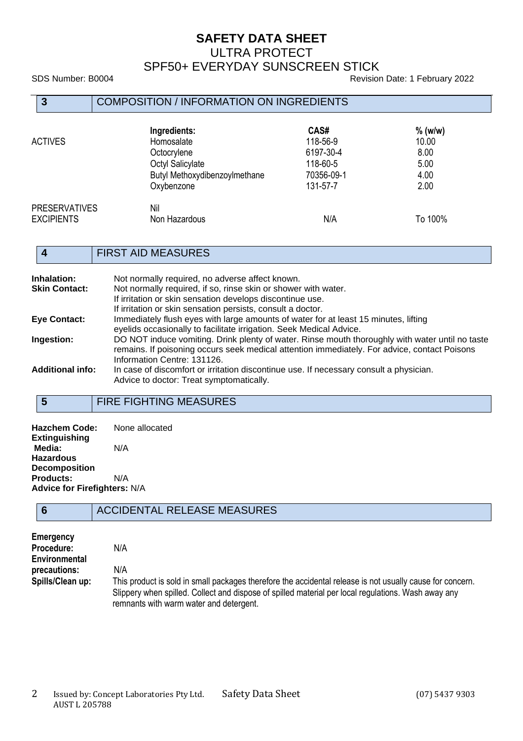## 3 COMPOSITION / INFORMATION ON INGREDIENTS

| | Ingredients: | CAS# | % (w/w) |
|---|---|---|---|
| ACTIVES | Homosalate | 118-56-9 | 10.00 |
| | Octocrylene | 6197-30-4 | 8.00 |
| | Octyl Salicylate | 118-60-5 | 5.00 |
| | Butyl Methoxydibenzoylmethane | 70356-09-1 | 4.00 |
| | Oxybenzone | 131-57-7 | 2.00 |
| PRESERVATIVES | Nil | | |
| EXCIPIENTS | Non Hazardous | N/A | To 100% |

## 4 FIRST AID MEASURES

**Inhalation:** Not normally required, no adverse affect known.

**Skin Contact:** Not normally required, if so, rinse skin or shower with water.
If irritation or skin sensation develops discontinue use.
If irritation or skin sensation persists, consult a doctor.

**Eye Contact:** Immediately flush eyes with large amounts of water for at least 15 minutes, lifting eyelids occasionally to facilitate irrigation. Seek Medical Advice.

**Ingestion:** DO NOT induce vomiting. Drink plenty of water. Rinse mouth thoroughly with water until no taste remains. If poisoning occurs seek medical attention immediately. For advice, contact Poisons Information Centre: 131126.

**Additional info:** In case of discomfort or irritation discontinue use. If necessary consult a physician.
Advice to doctor: Treat symptomatically.

## 5 FIRE FIGHTING MEASURES

**Hazchem Code:** None allocated

**Extinguishing Media:** N/A

**Hazardous Decomposition Products:** N/A

**Advice for Firefighters:** N/A

## 6 ACCIDENTAL RELEASE MEASURES

**Emergency Procedure:** N/A

**Environmental precautions:** N/A

**Spills/Clean up:** This product is sold in small packages therefore the accidental release is not usually cause for concern. Slippery when spilled. Collect and dispose of spilled material per local regulations. Wash away any remnants with warm water and detergent.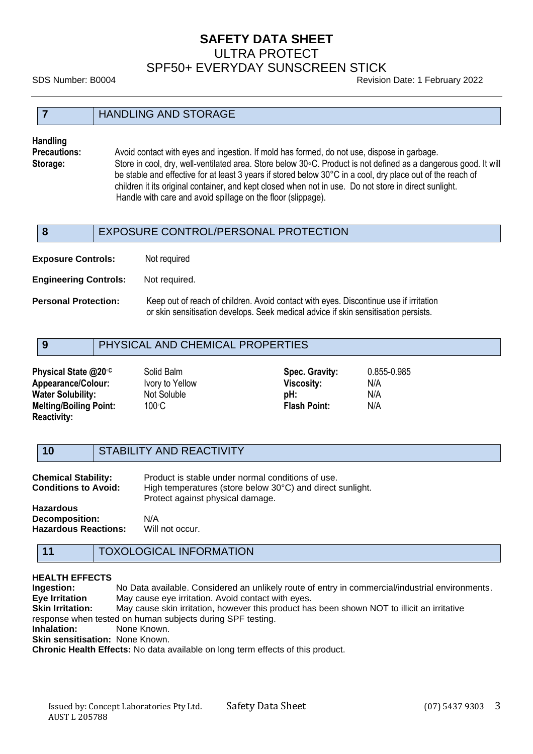## 7 HANDLING AND STORAGE

**Handling Precautions:** Avoid contact with eyes and ingestion. If mold has formed, do not use, dispose in garbage.

**Storage:** Store in cool, dry, well-ventilated area. Store below 30◦C. Product is not defined as a dangerous good. It will be stable and effective for at least 3 years if stored below 30°C in a cool, dry place out of the reach of children it its original container, and kept closed when not in use. Do not store in direct sunlight. Handle with care and avoid spillage on the floor (slippage).

## 8 EXPOSURE CONTROL/PERSONAL PROTECTION

**Exposure Controls:** Not required

**Engineering Controls:** Not required.

**Personal Protection:** Keep out of reach of children. Avoid contact with eyes. Discontinue use if irritation or skin sensitisation develops. Seek medical advice if skin sensitisation persists.

## 9 PHYSICAL AND CHEMICAL PROPERTIES

| | | | |
|---|---|---|---|
| **Physical State @20◦C** | Solid Balm | **Spec. Gravity:** | 0.855-0.985 |
| **Appearance/Colour:** | Ivory to Yellow | **Viscosity:** | N/A |
| **Water Solubility:** | Not Soluble | **pH:** | N/A |
| **Melting/Boiling Point:** | 100◦C | **Flash Point:** | N/A |
| **Reactivity:** | | | |

## 10 STABILITY AND REACTIVITY

**Chemical Stability:** Product is stable under normal conditions of use.

**Conditions to Avoid:** High temperatures (store below 30°C) and direct sunlight. Protect against physical damage.

**Hazardous Decomposition:** N/A

**Hazardous Reactions:** Will not occur.

## 11 TOXOLOGICAL INFORMATION

**HEALTH EFFECTS**

**Ingestion:** No Data available. Considered an unlikely route of entry in commercial/industrial environments.

**Eye Irritation** May cause eye irritation. Avoid contact with eyes.

**Skin Irritation:** May cause skin irritation, however this product has been shown NOT to illicit an irritative response when tested on human subjects during SPF testing.

**Inhalation:** None Known.

**Skin sensitisation:** None Known.

**Chronic Health Effects:** No data available on long term effects of this product.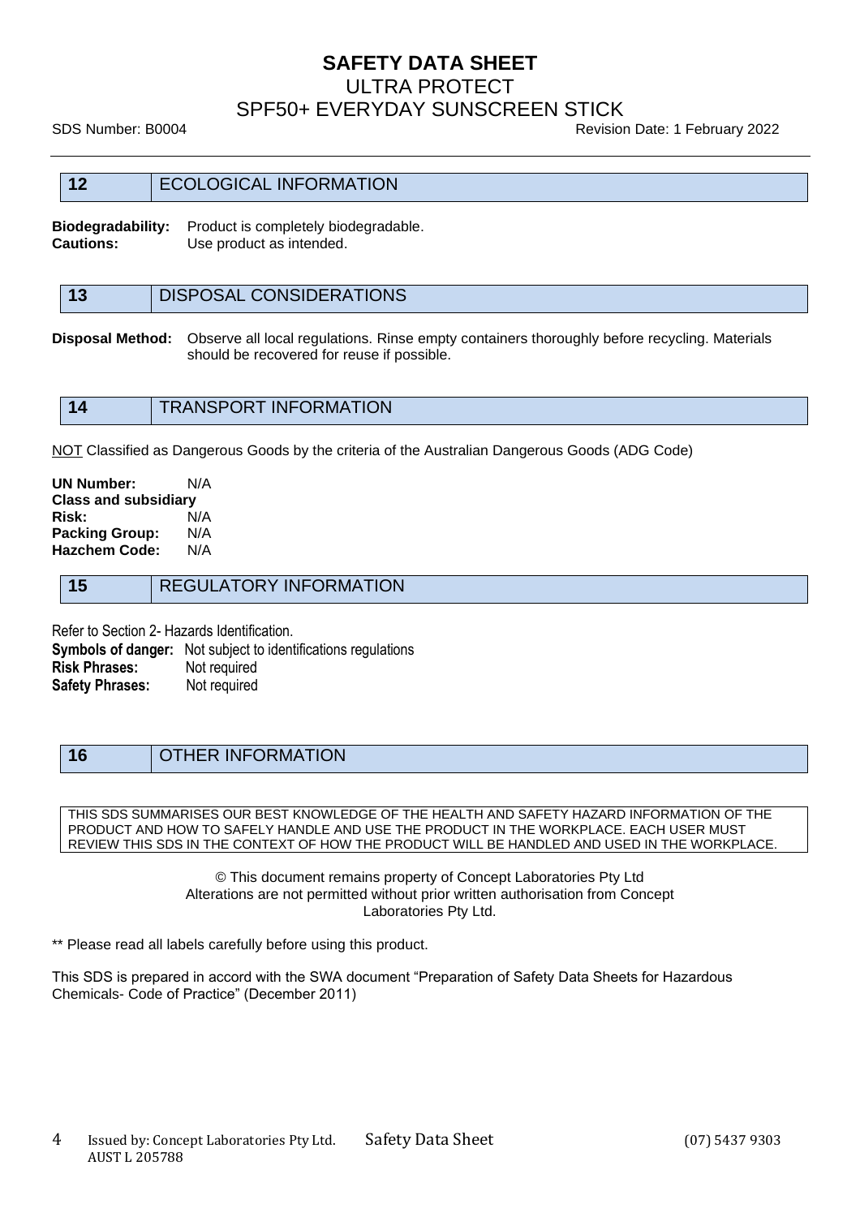## 12 ECOLOGICAL INFORMATION

**Biodegradability:** Product is completely biodegradable.
**Cautions:** Use product as intended.

## 13 DISPOSAL CONSIDERATIONS

**Disposal Method:** Observe all local regulations. Rinse empty containers thoroughly before recycling. Materials should be recovered for reuse if possible.

## 14 TRANSPORT INFORMATION

NOT Classified as Dangerous Goods by the criteria of the Australian Dangerous Goods (ADG Code)

**UN Number:** N/A
**Class and subsidiary Risk:** N/A
**Packing Group:** N/A
**Hazchem Code:** N/A

## 15 REGULATORY INFORMATION

Refer to Section 2- Hazards Identification.
**Symbols of danger:** Not subject to identifications regulations
**Risk Phrases:** Not required
**Safety Phrases:** Not required

## 16 OTHER INFORMATION

THIS SDS SUMMARISES OUR BEST KNOWLEDGE OF THE HEALTH AND SAFETY HAZARD INFORMATION OF THE PRODUCT AND HOW TO SAFELY HANDLE AND USE THE PRODUCT IN THE WORKPLACE. EACH USER MUST REVIEW THIS SDS IN THE CONTEXT OF HOW THE PRODUCT WILL BE HANDLED AND USED IN THE WORKPLACE.

© This document remains property of Concept Laboratories Pty Ltd
Alterations are not permitted without prior written authorisation from Concept Laboratories Pty Ltd.

** Please read all labels carefully before using this product.

This SDS is prepared in accord with the SWA document "Preparation of Safety Data Sheets for Hazardous Chemicals- Code of Practice" (December 2011)